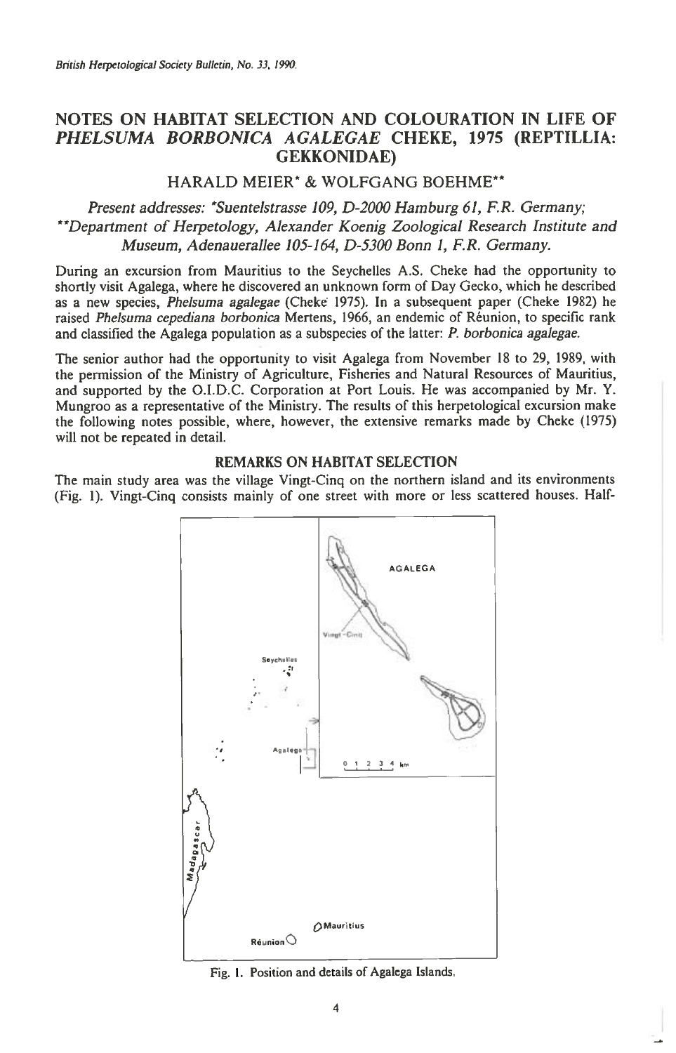# NOTES ON HABITAT SELECTION AND COLOURATION IN LIFE OF *PHELSUMA BORBONICA AGALEGAE* CHEKE, 1975 (REPTILLIA: GEKKONIDAE)

HARALD MEIER* & WOLFGANG BOEHME**

*Present addresses: *Suentelstrasse 109, D-2000 Hamburg 61, F.R. Germany;*
*\*\*Department of Herpetology, Alexander Koenig Zoological Research Institute and Museum, Adenauerallee 105-164, D-5300 Bonn 1, F.R. Germany.*

During an excursion from Mauritius to the Seychelles A.S. Cheke had the opportunity to shortly visit Agalega, where he discovered an unknown form of Day Gecko, which he described as a new species, *Phelsuma agalegae* (Cheke 1975). In a subsequent paper (Cheke 1982) he raised *Phelsuma cepediana borbonica* Mertens, 1966, an endemic of Réunion, to specific rank and classified the Agalega population as a subspecies of the latter: *P. borbonica agalegae.*

The senior author had the opportunity to visit Agalega from November 18 to 29, 1989, with the permission of the Ministry of Agriculture, Fisheries and Natural Resources of Mauritius, and supported by the O.I.D.C. Corporation at Port Louis. He was accompanied by Mr. Y. Mungroo as a representative of the Ministry. The results of this herpetological excursion make the following notes possible, where, however, the extensive remarks made by Cheke (1975) will not be repeated in detail.

## REMARKS ON HABITAT SELECTION

The main study area was the village Vingt-Cinq on the northern island and its environments (Fig. 1). Vingt-Cinq consists mainly of one street with more or less scattered houses. Half-

Fig. 1. Position and details of Agalega Islands.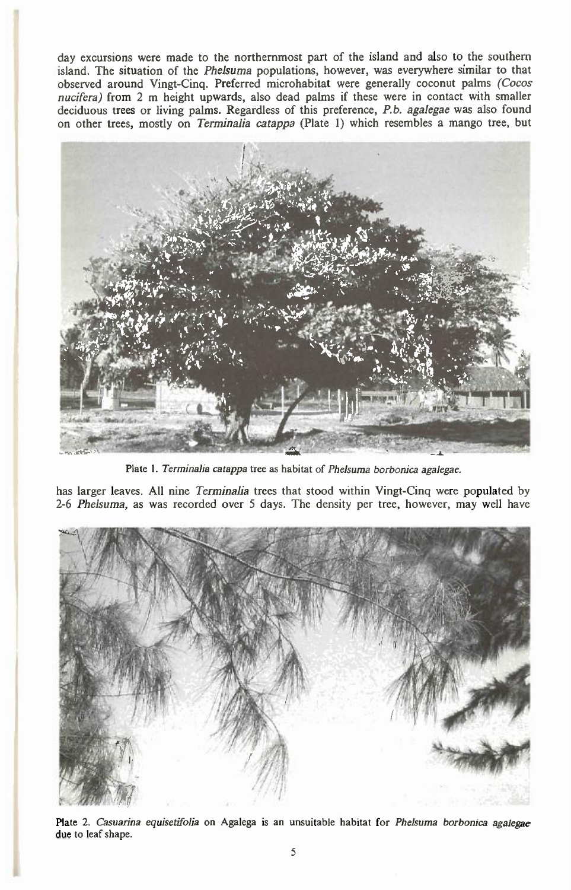day excursions were made to the northernmost part of the island and also to the southern island. The situation of the *Phelsuma* populations, however, was everywhere similar to that observed around Vingt-Cinq. Preferred microhabitat were generally coconut palms *(Cocos nucifera)* from 2 m height upwards, also dead palms if these were in contact with smaller deciduous trees or living palms. Regardless of this preference, *P.b. agalegae* was also found on other trees, mostly on *Terminalia catappa* (Plate 1) which resembles a mango tree, but

Plate 1. *Terminalia catappa* tree as habitat of *Phelsuma borbonica agalegae*.

has larger leaves. All nine *Terminalia* trees that stood within Vingt-Cinq were populated by 2-6 *Phelsuma*, as was recorded over 5 days. The density per tree, however, may well have

Plate 2. *Casuarina equisetifolia* on Agalega is an unsuitable habitat for *Phelsuma borbonica agalegae* due to leaf shape.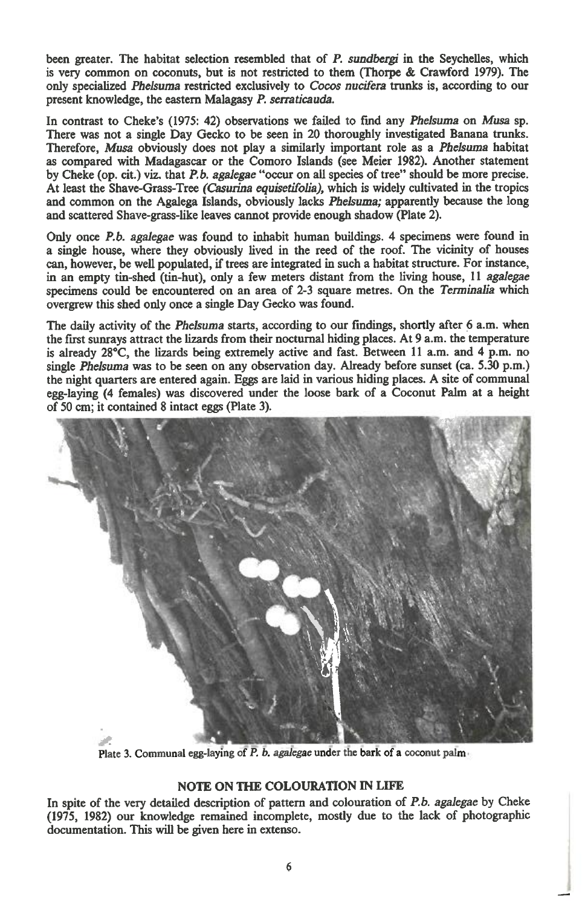been greater. The habitat selection resembled that of *P. sundbergi* in the Seychelles, which is very common on coconuts, but is not restricted to them (Thorpe & Crawford 1979). The only specialized *Phelsuma* restricted exclusively to *Cocos nucifera* trunks is, according to our present knowledge, the eastern Malagasy *P. serraticauda*.

In contrast to Cheke's (1975: 42) observations we failed to find any *Phelsuma* on *Musa* sp. There was not a single Day Gecko to be seen in 20 thoroughly investigated Banana trunks. Therefore, *Musa* obviously does not play a similarly important role as a *Phelsuma* habitat as compared with Madagascar or the Comoro Islands (see Meier 1982). Another statement by Cheke (op. cit.) viz. that *P.b. agalegae* "occur on all species of tree" should be more precise. At least the Shave-Grass-Tree *(Casurina equisetifolia)*, which is widely cultivated in the tropics and common on the Agalega Islands, obviously lacks *Phelsuma;* apparently because the long and scattered Shave-grass-like leaves cannot provide enough shadow (Plate 2).

Only once *P.b. agalegae* was found to inhabit human buildings. 4 specimens were found in a single house, where they obviously lived in the reed of the roof. The vicinity of houses can, however, be well populated, if trees are integrated in such a habitat structure. For instance, in an empty tin-shed (tin-hut), only a few meters distant from the living house, 11 *agalegae* specimens could be encountered on an area of 2-3 square metres. On the *Terminalia* which overgrew this shed only once a single Day Gecko was found.

The daily activity of the *Phelsuma* starts, according to our findings, shortly after 6 a.m. when the first sunrays attract the lizards from their nocturnal hiding places. At 9 a.m. the temperature is already 28°C, the lizards being extremely active and fast. Between 11 a.m. and 4 p.m. no single *Phelsuma* was to be seen on any observation day. Already before sunset (ca. 5.30 p.m.) the night quarters are entered again. Eggs are laid in various hiding places. A site of communal egg-laying (4 females) was discovered under the loose bark of a Coconut Palm at a height of 50 cm; it contained 8 intact eggs (Plate 3).

Plate 3. Communal egg-laying of *P. b. agalegae* under the bark of a coconut palm

## NOTE ON THE COLOURATION IN LIFE

In spite of the very detailed description of pattern and colouration of *P.b. agalegae* by Cheke (1975, 1982) our knowledge remained incomplete, mostly due to the lack of photographic documentation. This will be given here in extenso.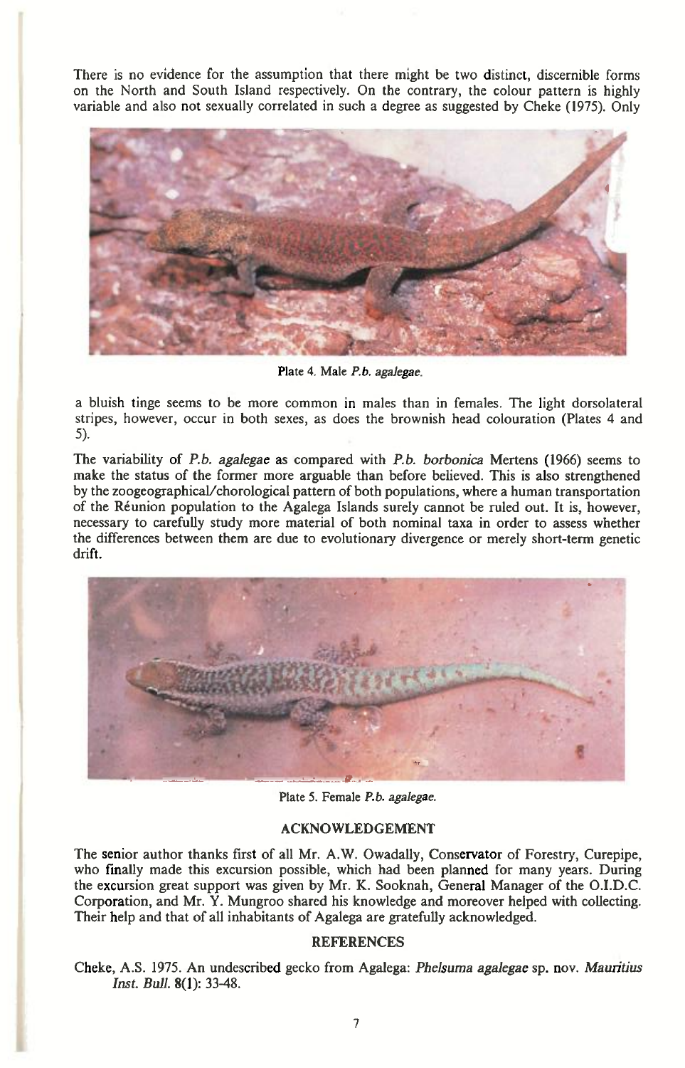There is no evidence for the assumption that there might be two distinct, discernible forms on the North and South Island respectively. On the contrary, the colour pattern is highly variable and also not sexually correlated in such a degree as suggested by Cheke (1975). Only a bluish tinge seems to be more common in males than in females. The light dorsolateral stripes, however, occur in both sexes, as does the brownish head colouration (Plates 4 and 5).

Plate 4. Male *P.b. agalegae*.

The variability of *P.b. agalegae* as compared with *P.b. borbonica* Mertens (1966) seems to make the status of the former more arguable than before believed. This is also strengthened by the zoogeographical/chorological pattern of both populations, where a human transportation of the Réunion population to the Agalega Islands surely cannot be ruled out. It is, however, necessary to carefully study more material of both nominal taxa in order to assess whether the differences between them are due to evolutionary divergence or merely short-term genetic drift.

Plate 5. Female *P.b. agalegae.*

## ACKNOWLEDGEMENT

The senior author thanks first of all Mr. A.W. Owadally, Conservator of Forestry, Curepipe, who finally made this excursion possible, which had been planned for many years. During the excursion great support was given by Mr. K. Sooknah, General Manager of the O.I.D.C. Corporation, and Mr. Y. Mungroo shared his knowledge and moreover helped with collecting. Their help and that of all inhabitants of Agalega are gratefully acknowledged.

## REFERENCES

Cheke, A.S. 1975. An undescribed gecko from Agalega: *Phelsuma agalegae* sp. nov. *Mauritius Inst. Bull.* **8**(1): 33-48.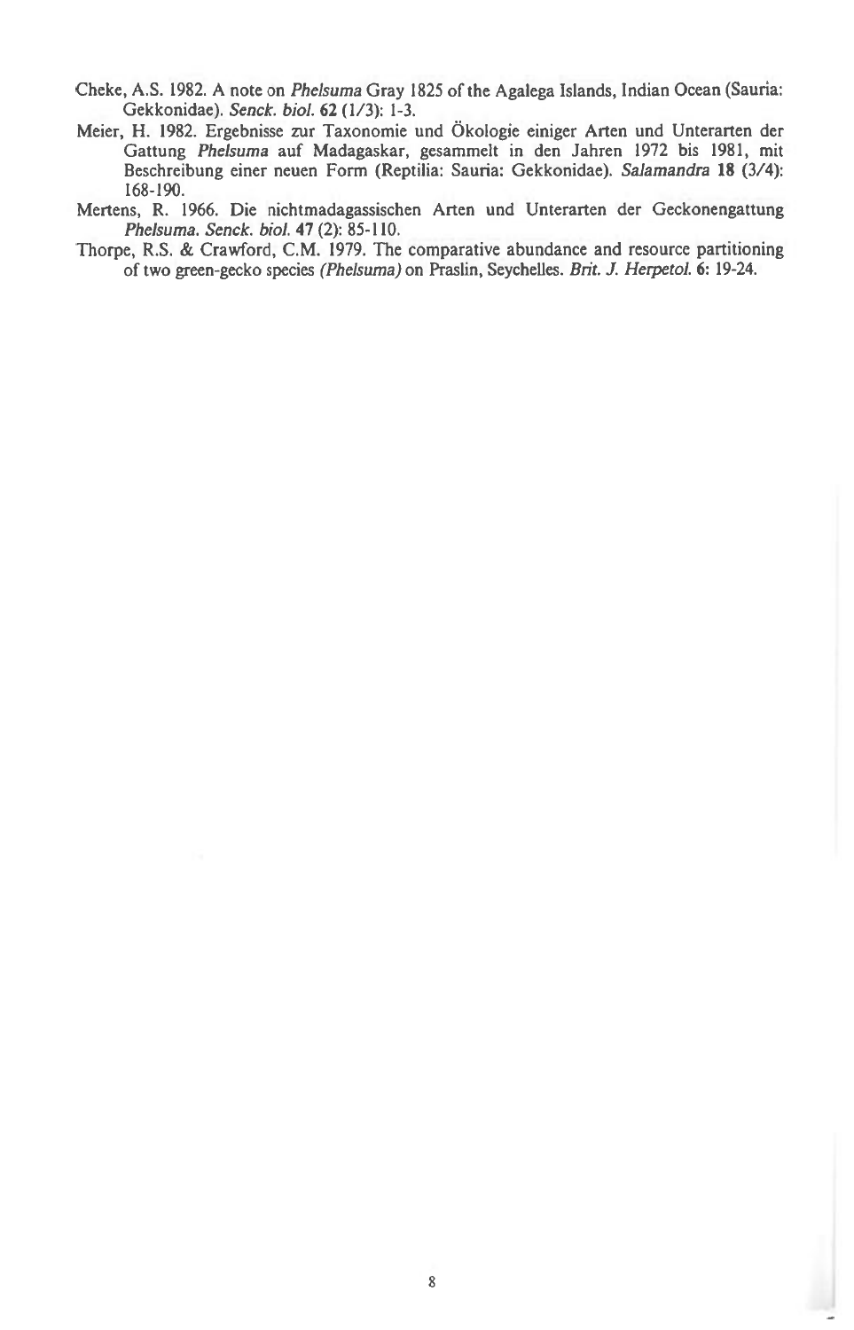Cheke, A.S. 1982. A note on *Phelsuma* Gray 1825 of the Agalega Islands, Indian Ocean (Sauria: Gekkonidae). *Senck. biol.* **62** (1/3): 1-3.

Meier, H. 1982. Ergebnisse zur Taxonomie und Ökologie einiger Arten und Unterarten der Gattung *Phelsuma* auf Madagaskar, gesammelt in den Jahren 1972 bis 1981, mit Beschreibung einer neuen Form (Reptilia: Sauria: Gekkonidae). *Salamandra* **18** (3/4): 168-190.

Mertens, R. 1966. Die nichtmadagassischen Arten und Unterarten der Geckonengattung *Phelsuma*. *Senck. biol.* **47** (2): 85-110.

Thorpe, R.S. & Crawford, C.M. 1979. The comparative abundance and resource partitioning of two green-gecko species *(Phelsuma)* on Praslin, Seychelles. *Brit. J. Herpetol.* **6**: 19-24.